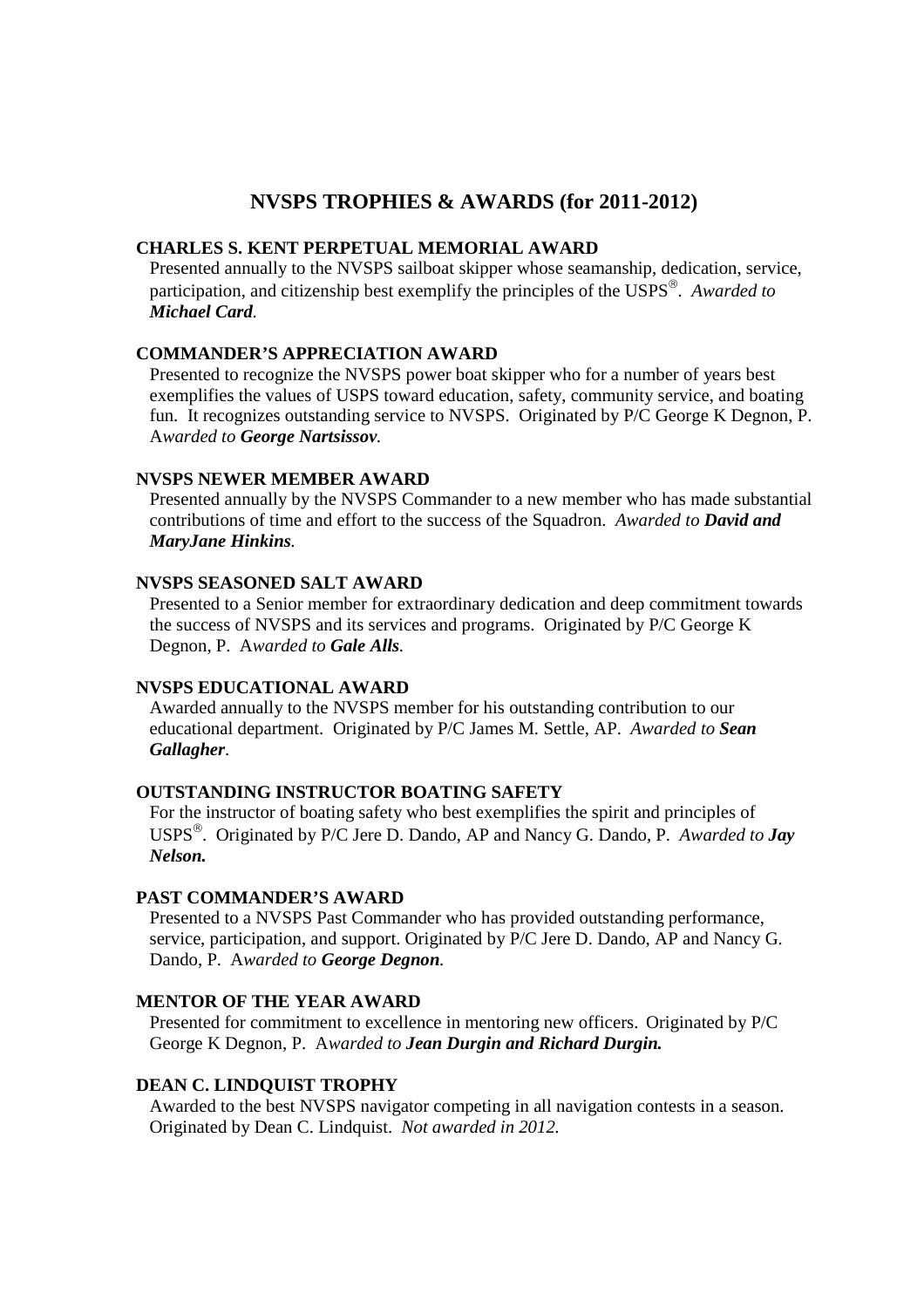# NVSPS TROPHIES & AWARDS (for 2011-2012)

### CHARLES S. KENT PERPETUAL MEMORIAL AWARD

Presented annually to the NVSPS sailboat skipper whose seamanship, dedication, service, participation, and citizenship best exemplify the principles of the USPS®. *Awarded to **Michael Card**.*

### COMMANDER'S APPRECIATION AWARD

Presented to recognize the NVSPS power boat skipper who for a number of years best exemplifies the values of USPS toward education, safety, community service, and boating fun. It recognizes outstanding service to NVSPS. Originated by P/C George K Degnon, P. A*warded to **George Nartsissov**.*

### NVSPS NEWER MEMBER AWARD

Presented annually by the NVSPS Commander to a new member who has made substantial contributions of time and effort to the success of the Squadron. *Awarded to **David and MaryJane Hinkins**.*

### NVSPS SEASONED SALT AWARD

Presented to a Senior member for extraordinary dedication and deep commitment towards the success of NVSPS and its services and programs. Originated by P/C George K Degnon, P. A*warded to **Gale Alls**.*

### NVSPS EDUCATIONAL AWARD

Awarded annually to the NVSPS member for his outstanding contribution to our educational department. Originated by P/C James M. Settle, AP. *Awarded to **Sean Gallagher**.*

### OUTSTANDING INSTRUCTOR BOATING SAFETY

For the instructor of boating safety who best exemplifies the spirit and principles of USPS®. Originated by P/C Jere D. Dando, AP and Nancy G. Dando, P. *Awarded to **Jay Nelson.***

### PAST COMMANDER'S AWARD

Presented to a NVSPS Past Commander who has provided outstanding performance, service, participation, and support. Originated by P/C Jere D. Dando, AP and Nancy G. Dando, P. A*warded to **George Degnon**.*

### MENTOR OF THE YEAR AWARD

Presented for commitment to excellence in mentoring new officers. Originated by P/C George K Degnon, P. A*warded to **Jean Durgin and Richard Durgin.***

### DEAN C. LINDQUIST TROPHY

Awarded to the best NVSPS navigator competing in all navigation contests in a season. Originated by Dean C. Lindquist. *Not awarded in 2012.*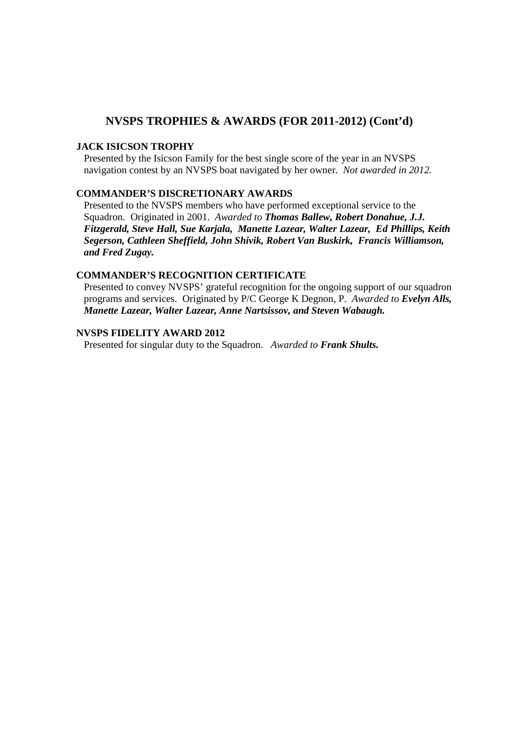## NVSPS TROPHIES & AWARDS (FOR 2011-2012) (Cont'd)

### JACK ISICSON TROPHY

Presented by the Isicson Family for the best single score of the year in an NVSPS navigation contest by an NVSPS boat navigated by her owner. *Not awarded in 2012.*

### COMMANDER'S DISCRETIONARY AWARDS

Presented to the NVSPS members who have performed exceptional service to the Squadron. Originated in 2001. *Awarded to* ***Thomas Ballew, Robert Donahue, J.J. Fitzgerald, Steve Hall, Sue Karjala, Manette Lazear, Walter Lazear, Ed Phillips, Keith Segerson, Cathleen Sheffield, John Shivik, Robert Van Buskirk, Francis Williamson, and Fred Zugay.***

### COMMANDER'S RECOGNITION CERTIFICATE

Presented to convey NVSPS' grateful recognition for the ongoing support of our squadron programs and services. Originated by P/C George K Degnon, P. *Awarded to* ***Evelyn Alls, Manette Lazear, Walter Lazear, Anne Nartsissov, and Steven Wabaugh.***

### NVSPS FIDELITY AWARD 2012

Presented for singular duty to the Squadron. *Awarded to* ***Frank Shults.***